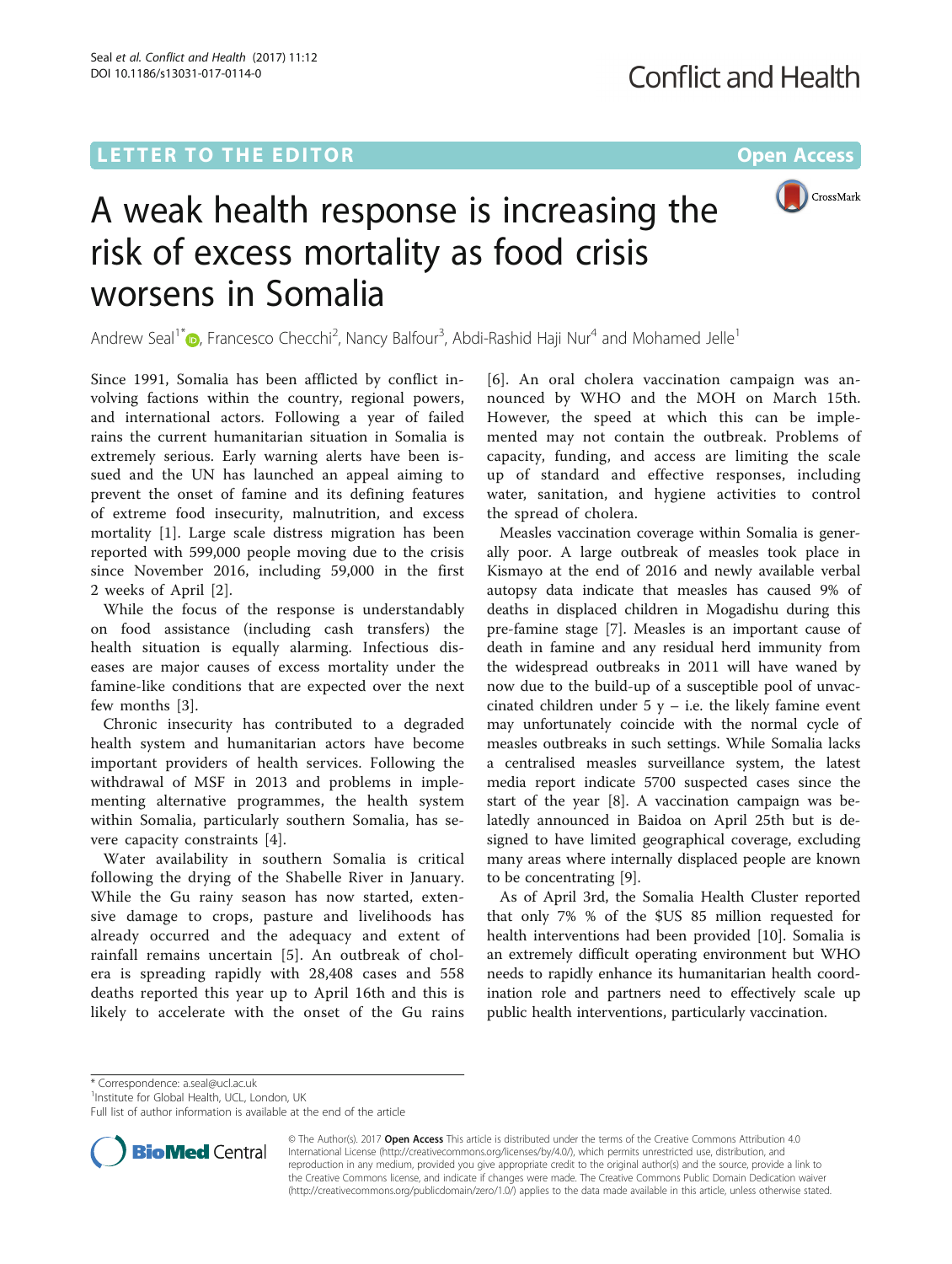LETTER TO THE EDITOR

Open Access

# A weak health response is increasing the risk of excess mortality as food crisis worsens in Somalia

Andrew Seal[1*], Francesco Checchi[2], Nancy Balfour[3], Abdi-Rashid Haji Nur[4] and Mohamed Jelle[1]

Since 1991, Somalia has been afflicted by conflict involving factions within the country, regional powers, and international actors. Following a year of failed rains the current humanitarian situation in Somalia is extremely serious. Early warning alerts have been issued and the UN has launched an appeal aiming to prevent the onset of famine and its defining features of extreme food insecurity, malnutrition, and excess mortality [1]. Large scale distress migration has been reported with 599,000 people moving due to the crisis since November 2016, including 59,000 in the first 2 weeks of April [2].

While the focus of the response is understandably on food assistance (including cash transfers) the health situation is equally alarming. Infectious diseases are major causes of excess mortality under the famine-like conditions that are expected over the next few months [3].

Chronic insecurity has contributed to a degraded health system and humanitarian actors have become important providers of health services. Following the withdrawal of MSF in 2013 and problems in implementing alternative programmes, the health system within Somalia, particularly southern Somalia, has severe capacity constraints [4].

Water availability in southern Somalia is critical following the drying of the Shabelle River in January. While the Gu rainy season has now started, extensive damage to crops, pasture and livelihoods has already occurred and the adequacy and extent of rainfall remains uncertain [5]. An outbreak of cholera is spreading rapidly with 28,408 cases and 558 deaths reported this year up to April 16th and this is likely to accelerate with the onset of the Gu rains [6]. An oral cholera vaccination campaign was announced by WHO and the MOH on March 15th. However, the speed at which this can be implemented may not contain the outbreak. Problems of capacity, funding, and access are limiting the scale up of standard and effective responses, including water, sanitation, and hygiene activities to control the spread of cholera.

Measles vaccination coverage within Somalia is generally poor. A large outbreak of measles took place in Kismayo at the end of 2016 and newly available verbal autopsy data indicate that measles has caused 9% of deaths in displaced children in Mogadishu during this pre-famine stage [7]. Measles is an important cause of death in famine and any residual herd immunity from the widespread outbreaks in 2011 will have waned by now due to the build-up of a susceptible pool of unvaccinated children under 5 y – i.e. the likely famine event may unfortunately coincide with the normal cycle of measles outbreaks in such settings. While Somalia lacks a centralised measles surveillance system, the latest media report indicate 5700 suspected cases since the start of the year [8]. A vaccination campaign was belatedly announced in Baidoa on April 25th but is designed to have limited geographical coverage, excluding many areas where internally displaced people are known to be concentrating [9].

As of April 3rd, the Somalia Health Cluster reported that only 7% % of the $US 85 million requested for health interventions had been provided [10]. Somalia is an extremely difficult operating environment but WHO needs to rapidly enhance its humanitarian health coordination role and partners need to effectively scale up public health interventions, particularly vaccination.

\* Correspondence: a.seal@ucl.ac.uk
[1]Institute for Global Health, UCL, London, UK
Full list of author information is available at the end of the article

© The Author(s). 2017 **Open Access** This article is distributed under the terms of the Creative Commons Attribution 4.0 International License (http://creativecommons.org/licenses/by/4.0/), which permits unrestricted use, distribution, and reproduction in any medium, provided you give appropriate credit to the original author(s) and the source, provide a link to the Creative Commons license, and indicate if changes were made. The Creative Commons Public Domain Dedication waiver (http://creativecommons.org/publicdomain/zero/1.0/) applies to the data made available in this article, unless otherwise stated.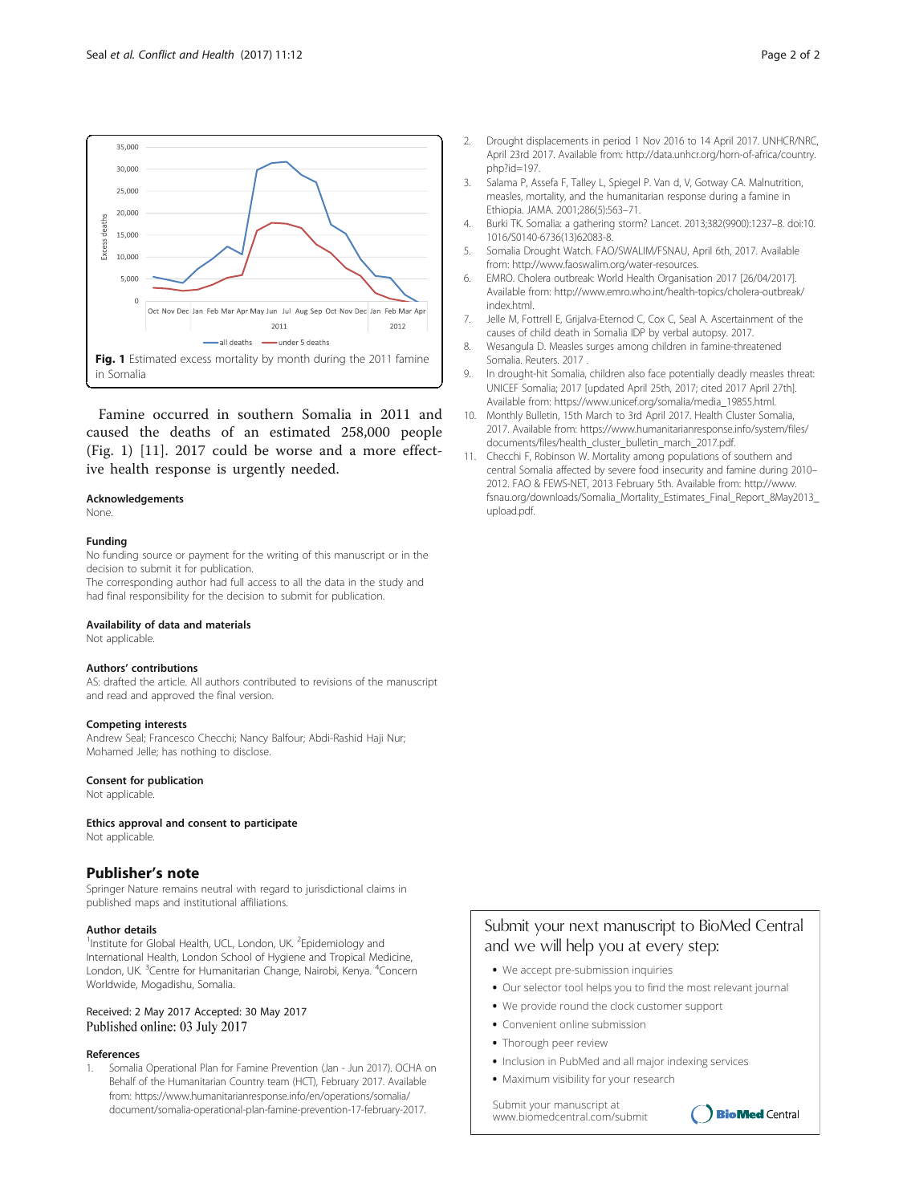35,000
30,000
25,000
20,000
15,000
10,000
5,000
0

Excess deaths

Oct Nov Dec Jan Feb Mar Apr May Jun Jul Aug Sep Oct Nov Dec Jan Feb Mar Apr

2011 2012

all deaths — under 5 deaths

**Fig. 1** Estimated excess mortality by month during the 2011 famine in Somalia

Famine occurred in southern Somalia in 2011 and caused the deaths of an estimated 258,000 people (Fig. 1) [11]. 2017 could be worse and a more effective health response is urgently needed.

### Acknowledgements

None.

### Funding

No funding source or payment for the writing of this manuscript or in the decision to submit it for publication.

The corresponding author had full access to all the data in the study and had final responsibility for the decision to submit for publication.

### Availability of data and materials

Not applicable.

### Authors' contributions

AS: drafted the article. All authors contributed to revisions of the manuscript and read and approved the final version.

### Competing interests

Andrew Seal; Francesco Checchi; Nancy Balfour; Abdi-Rashid Haji Nur; Mohamed Jelle; has nothing to disclose.

### Consent for publication

Not applicable.

### Ethics approval and consent to participate

Not applicable.

## Publisher's note

Springer Nature remains neutral with regard to jurisdictional claims in published maps and institutional affiliations.

### Author details

[1]Institute for Global Health, UCL, London, UK. [2]Epidemiology and International Health, London School of Hygiene and Tropical Medicine, London, UK. [3]Centre for Humanitarian Change, Nairobi, Kenya. [4]Concern Worldwide, Mogadishu, Somalia.

Received: 2 May 2017 Accepted: 30 May 2017
Published online: 03 July 2017

### References

1. Somalia Operational Plan for Famine Prevention (Jan - Jun 2017). OCHA on Behalf of the Humanitarian Country team (HCT), February 2017. Available from: https://www.humanitarianresponse.info/en/operations/somalia/document/somalia-operational-plan-famine-prevention-17-february-2017.
2. Drought displacements in period 1 Nov 2016 to 14 April 2017. UNHCR/NRC, April 23rd 2017. Available from: http://data.unhcr.org/horn-of-africa/country.php?id=197.
3. Salama P, Assefa F, Talley L, Spiegel P. Van d, V, Gotway CA. Malnutrition, measles, mortality, and the humanitarian response during a famine in Ethiopia. JAMA. 2001;286(5):563–71.
4. Burki TK. Somalia: a gathering storm? Lancet. 2013;382(9900):1237–8. doi:10.1016/S0140-6736(13)62083-8.
5. Somalia Drought Watch. FAO/SWALIM/FSNAU, April 6th, 2017. Available from: http://www.faoswalim.org/water-resources.
6. EMRO. Cholera outbreak: World Health Organisation 2017 [26/04/2017]. Available from: http://www.emro.who.int/health-topics/cholera-outbreak/index.html.
7. Jelle M, Fottrell E, Grijalva-Eternod C, Cox C, Seal A. Ascertainment of the causes of child death in Somalia IDP by verbal autopsy. 2017.
8. Wesangula D. Measles surges among children in famine-threatened Somalia. Reuters. 2017 .
9. In drought-hit Somalia, children also face potentially deadly measles threat: UNICEF Somalia; 2017 [updated April 25th, 2017; cited 2017 April 27th]. Available from: https://www.unicef.org/somalia/media_19855.html.
10. Monthly Bulletin, 15th March to 3rd April 2017. Health Cluster Somalia, 2017. Available from: https://www.humanitarianresponse.info/system/files/documents/files/health_cluster_bulletin_march_2017.pdf.
11. Checchi F, Robinson W. Mortality among populations of southern and central Somalia affected by severe food insecurity and famine during 2010–2012. FAO & FEWS-NET, 2013 February 5th. Available from: http://www.fsnau.org/downloads/Somalia_Mortality_Estimates_Final_Report_8May2013_upload.pdf.

Submit your next manuscript to BioMed Central and we will help you at every step:

- We accept pre-submission inquiries
- Our selector tool helps you to find the most relevant journal
- We provide round the clock customer support
- Convenient online submission
- Thorough peer review
- Inclusion in PubMed and all major indexing services
- Maximum visibility for your research

Submit your manuscript at
www.biomedcentral.com/submit

BioMed Central